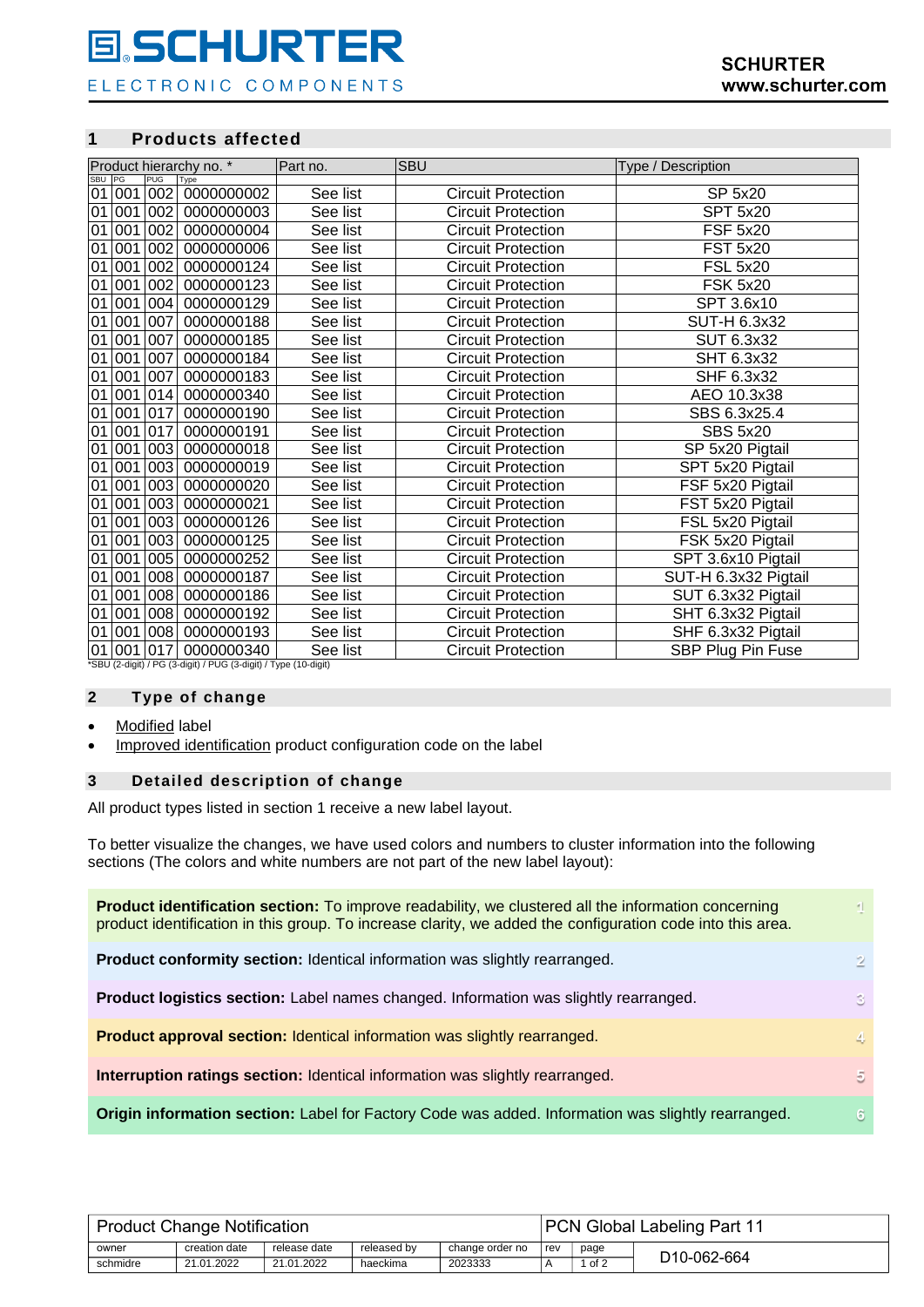## 1 Products affected

| Product hierarchy no. * | | | | Part no. | SBU | Type / Description |
|---|---|---|---|---|---|---|
| SBU | PG | PUG | Type | | | |
| 01 | 001 | 002 | 0000000002 | See list | Circuit Protection | SP 5x20 |
| 01 | 001 | 002 | 0000000003 | See list | Circuit Protection | SPT 5x20 |
| 01 | 001 | 002 | 0000000004 | See list | Circuit Protection | FSF 5x20 |
| 01 | 001 | 002 | 0000000006 | See list | Circuit Protection | FST 5x20 |
| 01 | 001 | 002 | 0000000124 | See list | Circuit Protection | FSL 5x20 |
| 01 | 001 | 002 | 0000000123 | See list | Circuit Protection | FSK 5x20 |
| 01 | 001 | 004 | 0000000129 | See list | Circuit Protection | SPT 3.6x10 |
| 01 | 001 | 007 | 0000000188 | See list | Circuit Protection | SUT-H 6.3x32 |
| 01 | 001 | 007 | 0000000185 | See list | Circuit Protection | SUT 6.3x32 |
| 01 | 001 | 007 | 0000000184 | See list | Circuit Protection | SHT 6.3x32 |
| 01 | 001 | 007 | 0000000183 | See list | Circuit Protection | SHF 6.3x32 |
| 01 | 001 | 014 | 0000000340 | See list | Circuit Protection | AEO 10.3x38 |
| 01 | 001 | 017 | 0000000190 | See list | Circuit Protection | SBS 6.3x25.4 |
| 01 | 001 | 017 | 0000000191 | See list | Circuit Protection | SBS 5x20 |
| 01 | 001 | 003 | 0000000018 | See list | Circuit Protection | SP 5x20 Pigtail |
| 01 | 001 | 003 | 0000000019 | See list | Circuit Protection | SPT 5x20 Pigtail |
| 01 | 001 | 003 | 0000000020 | See list | Circuit Protection | FSF 5x20 Pigtail |
| 01 | 001 | 003 | 0000000021 | See list | Circuit Protection | FST 5x20 Pigtail |
| 01 | 001 | 003 | 0000000126 | See list | Circuit Protection | FSL 5x20 Pigtail |
| 01 | 001 | 003 | 0000000125 | See list | Circuit Protection | FSK 5x20 Pigtail |
| 01 | 001 | 005 | 0000000252 | See list | Circuit Protection | SPT 3.6x10 Pigtail |
| 01 | 001 | 008 | 0000000187 | See list | Circuit Protection | SUT-H 6.3x32 Pigtail |
| 01 | 001 | 008 | 0000000186 | See list | Circuit Protection | SUT 6.3x32 Pigtail |
| 01 | 001 | 008 | 0000000192 | See list | Circuit Protection | SHT 6.3x32 Pigtail |
| 01 | 001 | 008 | 0000000193 | See list | Circuit Protection | SHF 6.3x32 Pigtail |
| 01 | 001 | 017 | 0000000340 | See list | Circuit Protection | SBP Plug Pin Fuse |

*SBU (2-digit) / PG (3-digit) / PUG (3-digit) / Type (10-digit)

## 2 Type of change

- Modified label
- Improved identification product configuration code on the label

## 3 Detailed description of change

All product types listed in section 1 receive a new label layout.

To better visualize the changes, we have used colors and numbers to cluster information into the following sections (The colors and white numbers are not part of the new label layout):

| | |
|---|---|
| **Product identification section:** To improve readability, we clustered all the information concerning product identification in this group. To increase clarity, we added the configuration code into this area. | 1 |
| **Product conformity section:** Identical information was slightly rearranged. | 2 |
| **Product logistics section:** Label names changed. Information was slightly rearranged. | 3 |
| **Product approval section:** Identical information was slightly rearranged. | 4 |
| **Interruption ratings section:** Identical information was slightly rearranged. | 5 |
| **Origin information section:** Label for Factory Code was added. Information was slightly rearranged. | 6 |

| Product Change Notification | | | | | PCN Global Labeling Part 11 | | |
|---|---|---|---|---|---|---|---|
| owner | creation date | release date | released by | change order no | rev | page | D10-062-664 |
| schmidre | 21.01.2022 | 21.01.2022 | haeckima | 2023333 | A | 1 of 2 | |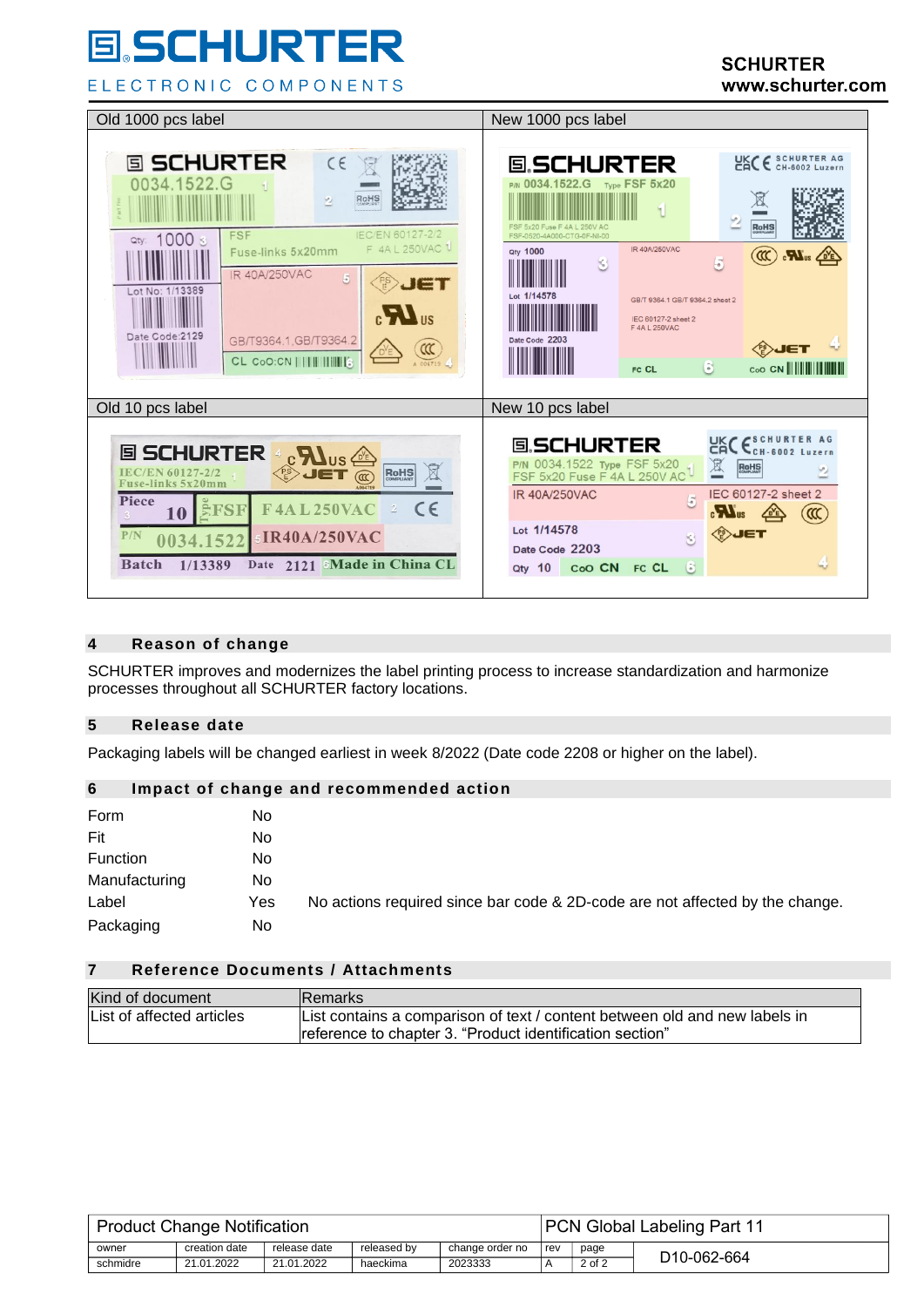| Old 1000 pcs label | New 1000 pcs label |
|---|---|
| | |

| Old 10 pcs label | New 10 pcs label |
|---|---|
| | |

## 4 Reason of change

SCHURTER improves and modernizes the label printing process to increase standardization and harmonize processes throughout all SCHURTER factory locations.

## 5 Release date

Packaging labels will be changed earliest in week 8/2022 (Date code 2208 or higher on the label).

## 6 Impact of change and recommended action

| | | |
|---|---|---|
| Form | No | |
| Fit | No | |
| Function | No | |
| Manufacturing | No | |
| Label | Yes | No actions required since bar code & 2D-code are not affected by the change. |
| Packaging | No | |

## 7 Reference Documents / Attachments

| Kind of document | Remarks |
|---|---|
| List of affected articles | List contains a comparison of text / content between old and new labels in reference to chapter 3. "Product identification section" |

| Product Change Notification | | | | | PCN Global Labeling Part 11 | | |
|---|---|---|---|---|---|---|---|
| owner | creation date | release date | released by | change order no | rev | page | D10-062-664 |
| schmidre | 21.01.2022 | 21.01.2022 | haeckima | 2023333 | A | 2 of 2 | |